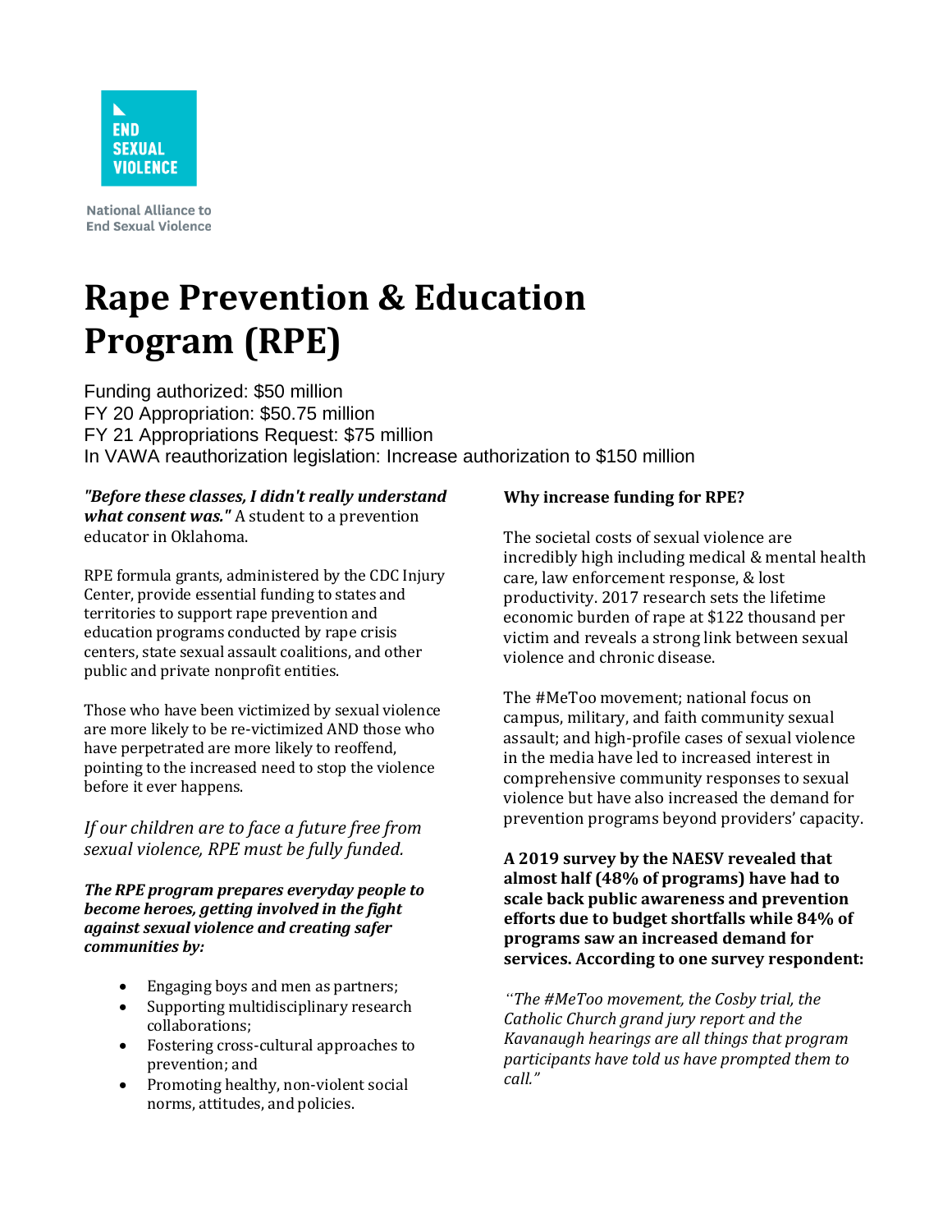END SEXUAL VIOLENCE

National Alliance to End Sexual Violence

# Rape Prevention & Education Program (RPE)

Funding authorized: $50 million
FY 20 Appropriation: $50.75 million
FY 21 Appropriations Request: $75 million
In VAWA reauthorization legislation: Increase authorization to $150 million

***"Before these classes, I didn't really understand what consent was."*** A student to a prevention educator in Oklahoma.

RPE formula grants, administered by the CDC Injury Center, provide essential funding to states and territories to support rape prevention and education programs conducted by rape crisis centers, state sexual assault coalitions, and other public and private nonprofit entities.

Those who have been victimized by sexual violence are more likely to be re-victimized AND those who have perpetrated are more likely to reoffend, pointing to the increased need to stop the violence before it ever happens.

*If our children are to face a future free from sexual violence, RPE must be fully funded.*

***The RPE program prepares everyday people to become heroes, getting involved in the fight against sexual violence and creating safer communities by:***

- Engaging boys and men as partners;
- Supporting multidisciplinary research collaborations;
- Fostering cross-cultural approaches to prevention; and
- Promoting healthy, non-violent social norms, attitudes, and policies.

**Why increase funding for RPE?**

The societal costs of sexual violence are incredibly high including medical & mental health care, law enforcement response, & lost productivity. 2017 research sets the lifetime economic burden of rape at $122 thousand per victim and reveals a strong link between sexual violence and chronic disease.

The #MeToo movement; national focus on campus, military, and faith community sexual assault; and high-profile cases of sexual violence in the media have led to increased interest in comprehensive community responses to sexual violence but have also increased the demand for prevention programs beyond providers' capacity.

**A 2019 survey by the NAESV revealed that almost half (48% of programs) have had to scale back public awareness and prevention efforts due to budget shortfalls while 84% of programs saw an increased demand for services. According to one survey respondent:**

*"The #MeToo movement, the Cosby trial, the Catholic Church grand jury report and the Kavanaugh hearings are all things that program participants have told us have prompted them to call."*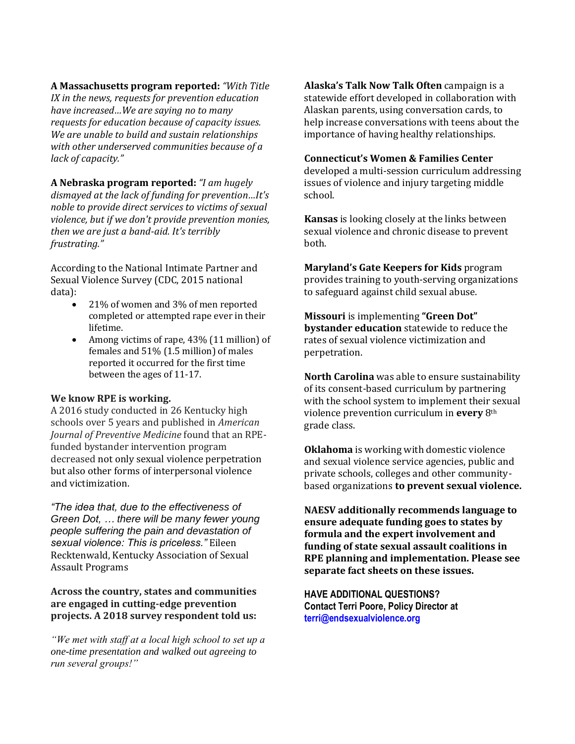**A Massachusetts program reported:** *"With Title IX in the news, requests for prevention education have increased…We are saying no to many requests for education because of capacity issues. We are unable to build and sustain relationships with other underserved communities because of a lack of capacity."*

**A Nebraska program reported:** *"I am hugely dismayed at the lack of funding for prevention…It's noble to provide direct services to victims of sexual violence, but if we don't provide prevention monies, then we are just a band-aid. It's terribly frustrating."*

According to the National Intimate Partner and Sexual Violence Survey (CDC, 2015 national data):

- 21% of women and 3% of men reported completed or attempted rape ever in their lifetime.
- Among victims of rape, 43% (11 million) of females and 51% (1.5 million) of males reported it occurred for the first time between the ages of 11-17.

**We know RPE is working.**
A 2016 study conducted in 26 Kentucky high schools over 5 years and published in *American Journal of Preventive Medicine* found that an RPE-funded bystander intervention program decreased not only sexual violence perpetration but also other forms of interpersonal violence and victimization.

*"The idea that, due to the effectiveness of Green Dot, … there will be many fewer young people suffering the pain and devastation of sexual violence: This is priceless."* Eileen Recktenwald, Kentucky Association of Sexual Assault Programs

**Across the country, states and communities are engaged in cutting-edge prevention projects. A 2018 survey respondent told us:**

*"We met with staff at a local high school to set up a one-time presentation and walked out agreeing to run several groups!"*

**Alaska's Talk Now Talk Often** campaign is a statewide effort developed in collaboration with Alaskan parents, using conversation cards, to help increase conversations with teens about the importance of having healthy relationships.

**Connecticut's Women & Families Center** developed a multi-session curriculum addressing issues of violence and injury targeting middle school.

**Kansas** is looking closely at the links between sexual violence and chronic disease to prevent both.

**Maryland's Gate Keepers for Kids** program provides training to youth-serving organizations to safeguard against child sexual abuse.

**Missouri** is implementing **"Green Dot" bystander education** statewide to reduce the rates of sexual violence victimization and perpetration.

**North Carolina** was able to ensure sustainability of its consent-based curriculum by partnering with the school system to implement their sexual violence prevention curriculum in **every** 8th grade class.

**Oklahoma** is working with domestic violence and sexual violence service agencies, public and private schools, colleges and other community-based organizations **to prevent sexual violence.**

**NAESV additionally recommends language to ensure adequate funding goes to states by formula and the expert involvement and funding of state sexual assault coalitions in RPE planning and implementation. Please see separate fact sheets on these issues.**

**HAVE ADDITIONAL QUESTIONS?**
**Contact Terri Poore, Policy Director at terri@endsexualviolence.org**